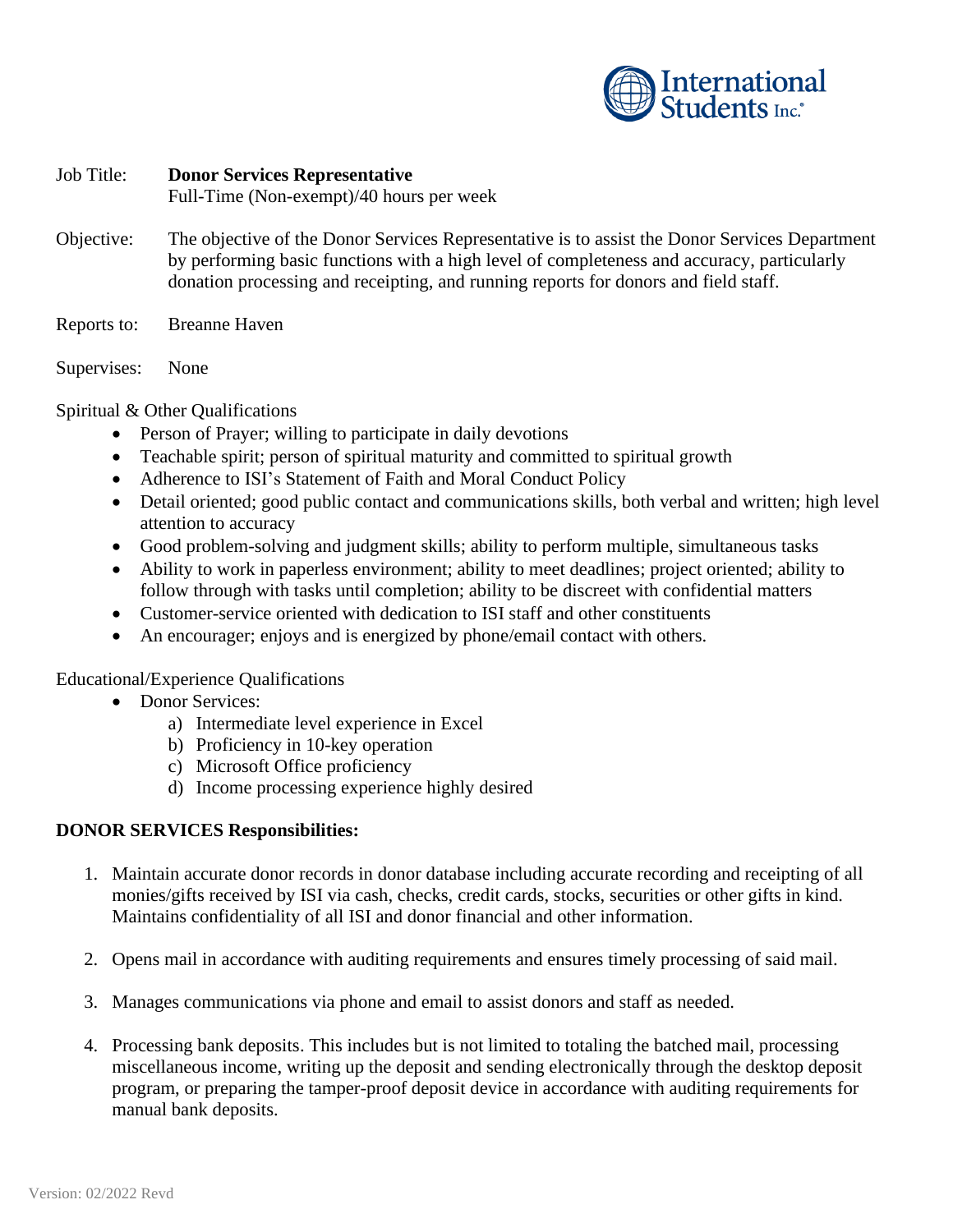International Students Inc.®

Job Title: **Donor Services Representative**
Full-Time (Non-exempt)/40 hours per week

Objective: The objective of the Donor Services Representative is to assist the Donor Services Department by performing basic functions with a high level of completeness and accuracy, particularly donation processing and receipting, and running reports for donors and field staff.

Reports to: Breanne Haven

Supervises: None

Spiritual & Other Qualifications

- Person of Prayer; willing to participate in daily devotions
- Teachable spirit; person of spiritual maturity and committed to spiritual growth
- Adherence to ISI's Statement of Faith and Moral Conduct Policy
- Detail oriented; good public contact and communications skills, both verbal and written; high level attention to accuracy
- Good problem-solving and judgment skills; ability to perform multiple, simultaneous tasks
- Ability to work in paperless environment; ability to meet deadlines; project oriented; ability to follow through with tasks until completion; ability to be discreet with confidential matters
- Customer-service oriented with dedication to ISI staff and other constituents
- An encourager; enjoys and is energized by phone/email contact with others.

Educational/Experience Qualifications

- Donor Services:
  a) Intermediate level experience in Excel
  b) Proficiency in 10-key operation
  c) Microsoft Office proficiency
  d) Income processing experience highly desired

**DONOR SERVICES Responsibilities:**

1. Maintain accurate donor records in donor database including accurate recording and receipting of all monies/gifts received by ISI via cash, checks, credit cards, stocks, securities or other gifts in kind. Maintains confidentiality of all ISI and donor financial and other information.

2. Opens mail in accordance with auditing requirements and ensures timely processing of said mail.

3. Manages communications via phone and email to assist donors and staff as needed.

4. Processing bank deposits. This includes but is not limited to totaling the batched mail, processing miscellaneous income, writing up the deposit and sending electronically through the desktop deposit program, or preparing the tamper-proof deposit device in accordance with auditing requirements for manual bank deposits.

Version: 02/2022 Revd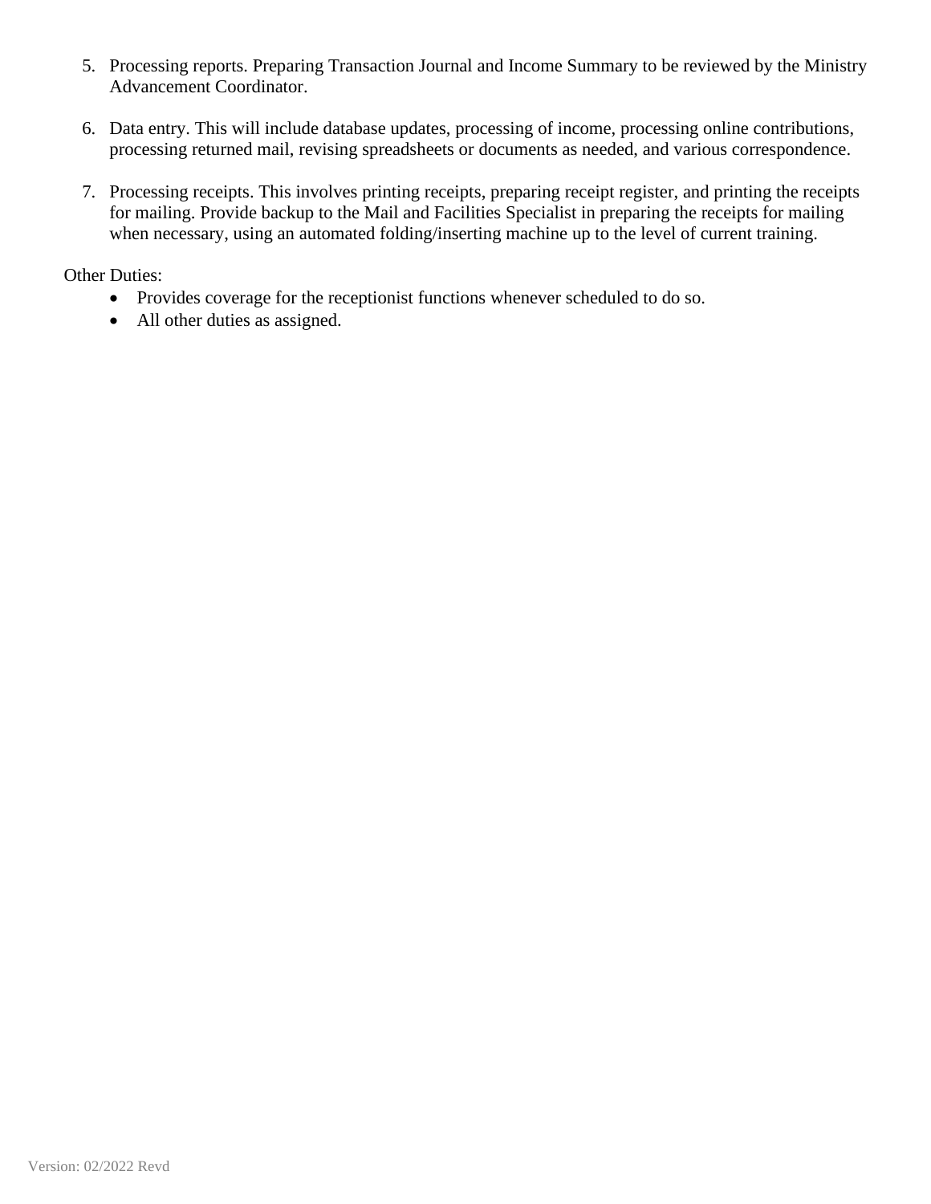5. Processing reports. Preparing Transaction Journal and Income Summary to be reviewed by the Ministry Advancement Coordinator.

6. Data entry. This will include database updates, processing of income, processing online contributions, processing returned mail, revising spreadsheets or documents as needed, and various correspondence.

7. Processing receipts. This involves printing receipts, preparing receipt register, and printing the receipts for mailing. Provide backup to the Mail and Facilities Specialist in preparing the receipts for mailing when necessary, using an automated folding/inserting machine up to the level of current training.

Other Duties:

- Provides coverage for the receptionist functions whenever scheduled to do so.
- All other duties as assigned.

Version: 02/2022 Revd